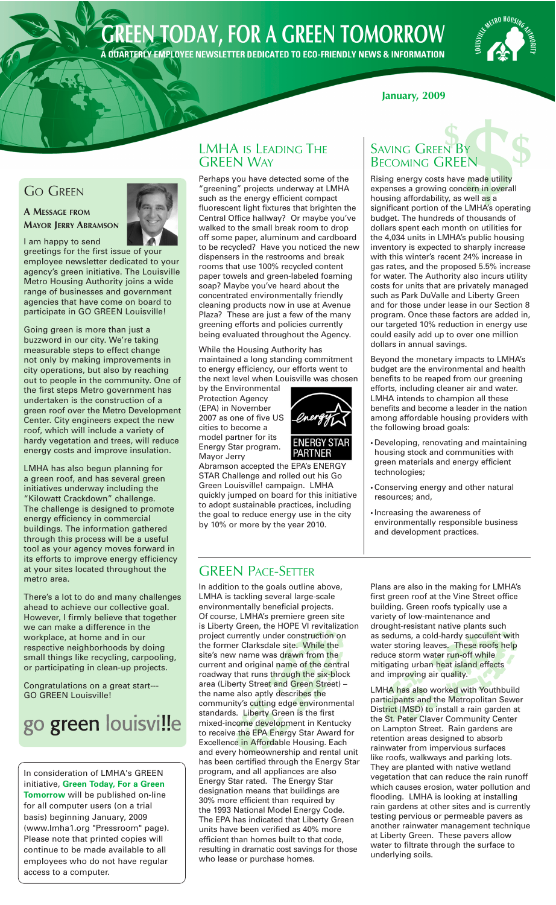# GREEN TODAY, FOR A GREEN TOMORROW

**A QUARTERLY EMPLOYEE NEWSLETTER DEDICATED TO ECO-FRIENDLY NEWS & INFORMATION**

**January, 2009**

## GO GREEN

### A MESSAGE FROM MAYOR JERRY ABRAMSON

I am happy to send greetings for the first issue of your employee newsletter dedicated to your agency's green initiative. The Louisville Metro Housing Authority joins a wide range of businesses and government agencies that have come on board to participate in GO GREEN Louisville!

Going green is more than just a buzzword in our city. We're taking measurable steps to effect change not only by making improvements in city operations, but also by reaching out to people in the community. One of the first steps Metro government has undertaken is the construction of a green roof over the Metro Development Center. City engineers expect the new roof, which will include a variety of hardy vegetation and trees, will reduce energy costs and improve insulation.

LMHA has also begun planning for a green roof, and has several green initiatives underway including the "Kilowatt Crackdown" challenge. The challenge is designed to promote energy efficiency in commercial buildings. The information gathered through this process will be a useful tool as your agency moves forward in its efforts to improve energy efficiency at your sites located throughout the metro area.

There's a lot to do and many challenges ahead to achieve our collective goal. However, I firmly believe that together we can make a difference in the workplace, at home and in our respective neighborhoods by doing small things like recycling, carpooling, or participating in clean-up projects.

Congratulations on a great start---
GO GREEN Louisville!

go green louisville

In consideration of LMHA's GREEN initiative, **Green Today, For a Green Tomorrow** will be published on-line for all computer users (on a trial basis) beginning January, 2009 (www.lmha1.org "Pressroom" page). Please note that printed copies will continue to be made available to all employees who do not have regular access to a computer.

## LMHA IS LEADING THE GREEN WAY

Perhaps you have detected some of the "greening" projects underway at LMHA such as the energy efficient compact fluorescent light fixtures that brighten the Central Office hallway? Or maybe you've walked to the small break room to drop off some paper, aluminum and cardboard to be recycled? Have you noticed the new dispensers in the restrooms and break rooms that use 100% recycled content paper towels and green-labeled foaming soap? Maybe you've heard about the concentrated environmentally friendly cleaning products now in use at Avenue Plaza? These are just a few of the many greening efforts and policies currently being evaluated throughout the Agency.

While the Housing Authority has maintained a long standing commitment to energy efficiency, our efforts went to the next level when Louisville was chosen by the Environmental Protection Agency (EPA) in November 2007 as one of five US cities to become a model partner for its Energy Star program. Mayor Jerry Abramson accepted the EPA's ENERGY STAR Challenge and rolled out his Go Green Louisville! campaign. LMHA quickly jumped on board for this initiative to adopt sustainable practices, including the goal to reduce energy use in the city by 10% or more by the year 2010.

ENERGY STAR PARTNER

## SAVING GREEN BY BECOMING GREEN

Rising energy costs have made utility expenses a growing concern in overall housing affordability, as well as a significant portion of the LMHA's operating budget. The hundreds of thousands of dollars spent each month on utilities for the 4,034 units in LMHA's public housing inventory is expected to sharply increase with this winter's recent 24% increase in gas rates, and the proposed 5.5% increase for water. The Authority also incurs utility costs for units that are privately managed such as Park DuValle and Liberty Green and for those under lease in our Section 8 program. Once these factors are added in, our targeted 10% reduction in energy use could easily add up to over one million dollars in annual savings.

Beyond the monetary impacts to LMHA's budget are the environmental and health benefits to be reaped from our greening efforts, including cleaner air and water. LMHA intends to champion all these benefits and become a leader in the nation among affordable housing providers with the following broad goals:

- Developing, renovating and maintaining housing stock and communities with green materials and energy efficient technologies;
- Conserving energy and other natural resources; and,
- Increasing the awareness of environmentally responsible business and development practices.

## GREEN PACE-SETTER

In addition to the goals outline above, LMHA is tackling several large-scale environmentally beneficial projects. Of course, LMHA's premiere green site is Liberty Green, the HOPE VI revitalization project currently under construction on the former Clarksdale site. While the site's new name was drawn from the current and original name of the central roadway that runs through the six-block area (Liberty Street and Green Street) – the name also aptly describes the community's cutting edge environmental standards. Liberty Green is the first mixed-income development in Kentucky to receive the EPA Energy Star Award for Excellence in Affordable Housing. Each and every homeownership and rental unit has been certified through the Energy Star program, and all appliances are also Energy Star rated. The Energy Star designation means that buildings are 30% more efficient than required by the 1993 National Model Energy Code. The EPA has indicated that Liberty Green units have been verified as 40% more efficient than homes built to that code, resulting in dramatic cost savings for those who lease or purchase homes.

Plans are also in the making for LMHA's first green roof at the Vine Street office building. Green roofs typically use a variety of low-maintenance and drought-resistant native plants such as sedums, a cold-hardy succulent with water storing leaves. These roofs help reduce storm water run-off while mitigating urban heat island effects and improving air quality.

LMHA has also worked with Youthbuild participants and the Metropolitan Sewer District (MSD) to install a rain garden at the St. Peter Claver Community Center on Lampton Street. Rain gardens are retention areas designed to absorb rainwater from impervious surfaces like roofs, walkways and parking lots. They are planted with native wetland vegetation that can reduce the rain runoff which causes erosion, water pollution and flooding. LMHA is looking at installing rain gardens at other sites and is currently testing pervious or permeable pavers as another rainwater management technique at Liberty Green. These pavers allow water to filtrate through the surface to underlying soils.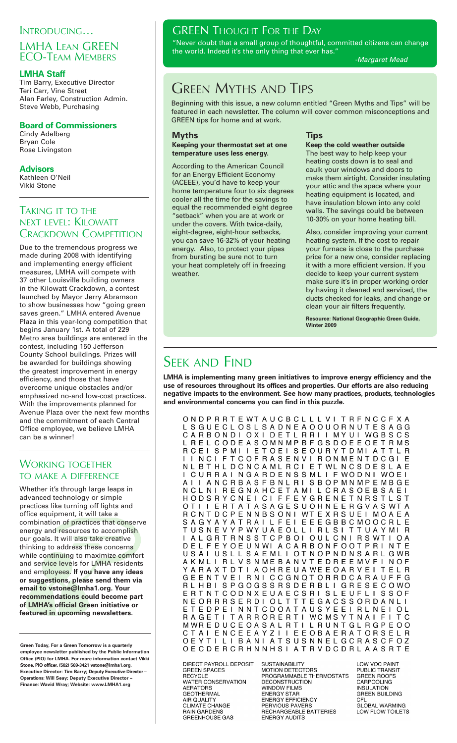## Introducing…

## LMHA Lean GREEN ECO-Team Members

### LMHA Staff

Tim Barry, Executive Director
Teri Carr, Vine Street
Alan Farley, Construction Admin.
Steve Webb, Purchasing

### Board of Commissioners

Cindy Adelberg
Bryan Cole
Rose Livingston

### Advisors

Kathleen O'Neil
Vikki Stone

## Taking it to the next level: Kilowatt Crackdown Competition

Due to the tremendous progress we made during 2008 with identifying and implementing energy efficient measures, LMHA will compete with 37 other Louisville building owners in the Kilowatt Crackdown, a contest launched by Mayor Jerry Abramson to show businesses how "going green saves green." LMHA entered Avenue Plaza in this year-long competition that begins January 1st. A total of 229 Metro area buildings are entered in the contest, including 150 Jefferson County School buildings. Prizes will be awarded for buildings showing the greatest improvement in energy efficiency, and those that have overcome unique obstacles and/or emphasized no-and low-cost practices. With the improvements planned for Avenue Plaza over the next few months and the commitment of each Central Office employee, we believe LMHA can be a winner!

## Working together to make a difference

Whether it's through large leaps in advanced technology or simple practices like turning off lights and office equipment, it will take a combination of practices that conserve energy and resources to accomplish our goals. It will also take creative thinking to address these concerns while continuing to maximize comfort and service levels for LMHA residents and employees. **If you have any ideas or suggestions, please send them via email to vstone@lmha1.org. Your recommendations could become part of LMHA's official Green initiative or featured in upcoming newsletters.**

**Green Today, For a Green Tomorrow is a quarterly employee newsletter published by the Public Information Office (PIO) for LMHA. For more information contact Vikki Stone, PIO officer, (502) 569-3421 vstone@lmha1.org. Executive Director: Tim Barry; Deputy Executive Director – Operations: Will Seay; Deputy Executive Director – Finance: Wavid Wray; Website: www.LMHA1.org**

## GREEN Thought For the Day

"Never doubt that a small group of thoughtful, committed citizens can change the world. Indeed it's the only thing that ever has."

*-Margaret Mead*

## Green Myths and Tips

Beginning with this issue, a new column entitled "Green Myths and Tips" will be featured in each newsletter. The column will cover common misconceptions and GREEN tips for home and at work.

### Myths

**Keeping your thermostat set at one temperature uses less energy.**

According to the American Council for an Energy Efficient Economy (ACEEE), you'd have to keep your home temperature four to six degrees cooler all the time for the savings to equal the recommended eight degree "setback" when you are at work or under the covers. With twice-daily, eight-degree, eight-hour setbacks, you can save 16-32% of your heating energy. Also, to protect your pipes from bursting be sure not to turn your heat completely off in freezing weather.

### Tips

**Keep the cold weather outside**

The best way to help keep your heating costs down is to seal and caulk your windows and doors to make them airtight. Consider insulating your attic and the space where your heating equipment is located, and have insulation blown into any cold walls. The savings could be between 10-30% on your home heating bill.

Also, consider improving your current heating system. If the cost to repair your furnace is close to the purchase price for a new one, consider replacing it with a more efficient version. If you decide to keep your current system make sure it's in proper working order by having it cleaned and serviced, the ducts checked for leaks, and change or clean your air filters frequently.

**Resource: National Geographic Green Guide, Winter 2009**

## Seek and Find

**LMHA is implementing many green initiatives to improve energy efficiency and the use of resources throughout its offices and properties. Our efforts are also reducing negative impacts to the environment. See how many practices, products, technologies and environmental concerns you can find in this puzzle.**

```
O N D P R R T E W T A U C B C L L L V I T R F N C C F X A
L S G U E C L O S L S A D N E A O O U O R N U T E S A G G
C A R B O N D I O X I D E T L R R I I M Y U I W G B S C S
L R E L C O D E A S O M N M P B F G S D O E E O E T R M S
R C E I S P M I I E T O E I S E O U R Y T D M I A T T L R
I I N C I F T C O F R A S E N V I R O N M E N T D C G I E
N L B T H L D C N C A M L R C I E T W L N C S D E S L A E
I C U R R A I N G A R D E N S S M L I F W O D N I W O E I
A I I A N C R B A S F B N L R I S B O P M N M P E M B G E
N C L N I R E G N A H C E T A M I L C R A S O E B S A E I
H O D S R Y C N E I C I F F E Y G R E N E T N R S T L S T
O T I I E R T A T A S A G E S U O H N E E R G V A S W T A
R C N T D C P E N N B S O N I W T E X R S U E I M O A E A
S A G Y A Y A T R A I L F E I E E E G B B C M O O C R L E
T U S N E V Y P W Y U A E O L L I R L S I T T U A Y M I R
I A L G R T R N S S T C P B O I O U L C N I R S W T I O A
D E L F E Y O E U N W I A C A R B O N F O O T P R I N T E
U S A I U S L L S A E M L I O T N O P N D N S A R L G W B
A K M L I R L V S N M E B A N V T E D R E E M V F I N O F
Y A R A X T D T I A O H R E U A W E E O A R V E I T E L R
G E E N T V E I R N I C C G N Q T O R R D C A R A U F F G
R L H B I S P G O G S S R S D E R B L I G R E S E C O W O
E R T N T C O D N X E U A E C S R I S L E U F L I S S O F
N E O R R R S E R D I O L T T T E G A C S S O R D A N L I
E T E D P E I N N T C D O A T A U S Y E E I R L N E I O L
R A G E T I T A R R O R E R T I W C M S Y T N A I F I T C
M W R E D U C E O A S A L R T I L R U N T G L R G P E O O
C T A I E N C E E A Y Z I I E E O B A E R A T O R S E L R
O E Y T I L I B A N I A T S U S N N E L G C R A S C F O Z
O E C D E R C R H N N H S I A T R V D C D R L A A S R T E
```

DIRECT PAYROLL DEPOSIT
GREEN SPACES
RECYCLE
WATER CONSERVATION
AERATORS
GEOTHERMAL
AIR QUALITY
CLIMATE CHANGE
RAIN GARDENS
GREENHOUSE GAS
SUSTAINABILITY
MOTION DETECTORS
PROGRAMMABLE THERMOSTATS
DECONSTRUCTION
WINDOW FILMS
ENERGY STAR
ENERGY EFFICIENCY
PERVIOUS PAVERS
RECHARGEABLE BATTERIES
ENERGY AUDITS
LOW VOC PAINT
PUBLIC TRANSIT
GREEN ROOFS
CARPOOLING
INSULATION
GREEN BUILDING
CFL
GLOBAL WARMING
LOW FLOW TOILETS